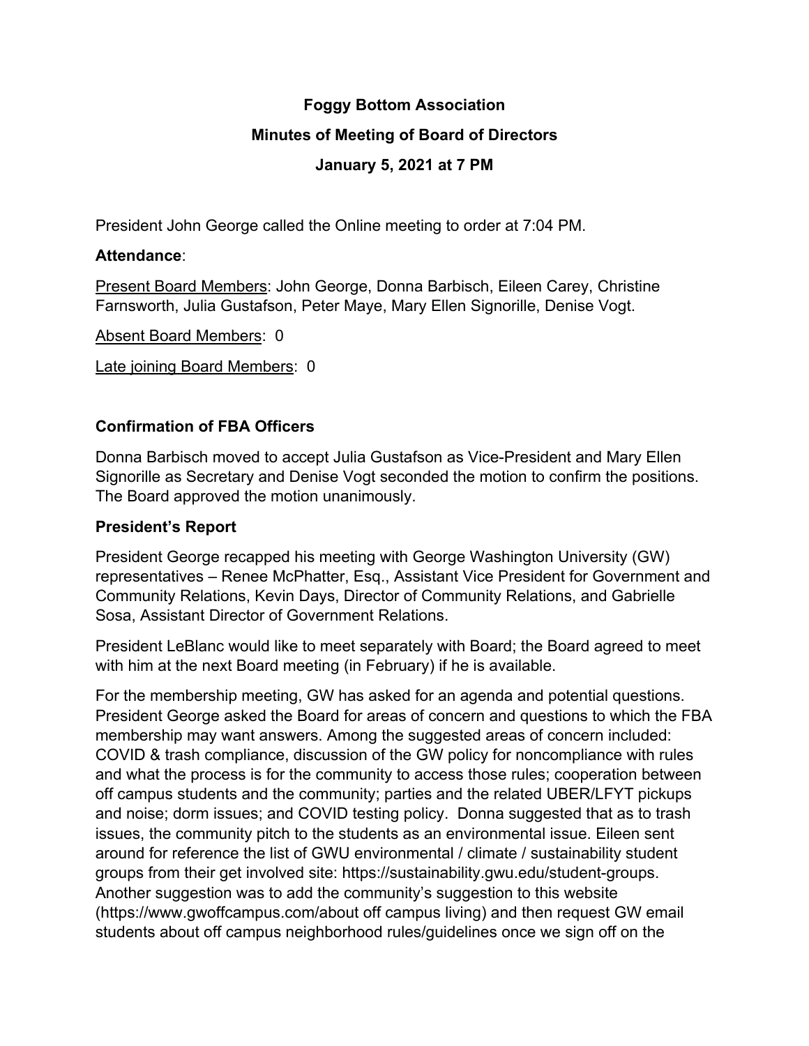# Foggy Bottom Association

## Minutes of Meeting of Board of Directors

## January 5, 2021 at 7 PM

President John George called the Online meeting to order at 7:04 PM.

**Attendance**:

Present Board Members: John George, Donna Barbisch, Eileen Carey, Christine Farnsworth, Julia Gustafson, Peter Maye, Mary Ellen Signorille, Denise Vogt.

Absent Board Members: 0

Late joining Board Members: 0

### Confirmation of FBA Officers

Donna Barbisch moved to accept Julia Gustafson as Vice-President and Mary Ellen Signorille as Secretary and Denise Vogt seconded the motion to confirm the positions. The Board approved the motion unanimously.

### President's Report

President George recapped his meeting with George Washington University (GW) representatives – Renee McPhatter, Esq., Assistant Vice President for Government and Community Relations, Kevin Days, Director of Community Relations, and Gabrielle Sosa, Assistant Director of Government Relations.

President LeBlanc would like to meet separately with Board; the Board agreed to meet with him at the next Board meeting (in February) if he is available.

For the membership meeting, GW has asked for an agenda and potential questions. President George asked the Board for areas of concern and questions to which the FBA membership may want answers. Among the suggested areas of concern included: COVID & trash compliance, discussion of the GW policy for noncompliance with rules and what the process is for the community to access those rules; cooperation between off campus students and the community; parties and the related UBER/LFYT pickups and noise; dorm issues; and COVID testing policy. Donna suggested that as to trash issues, the community pitch to the students as an environmental issue. Eileen sent around for reference the list of GWU environmental / climate / sustainability student groups from their get involved site: https://sustainability.gwu.edu/student-groups. Another suggestion was to add the community's suggestion to this website (https://www.gwoffcampus.com/about off campus living) and then request GW email students about off campus neighborhood rules/guidelines once we sign off on the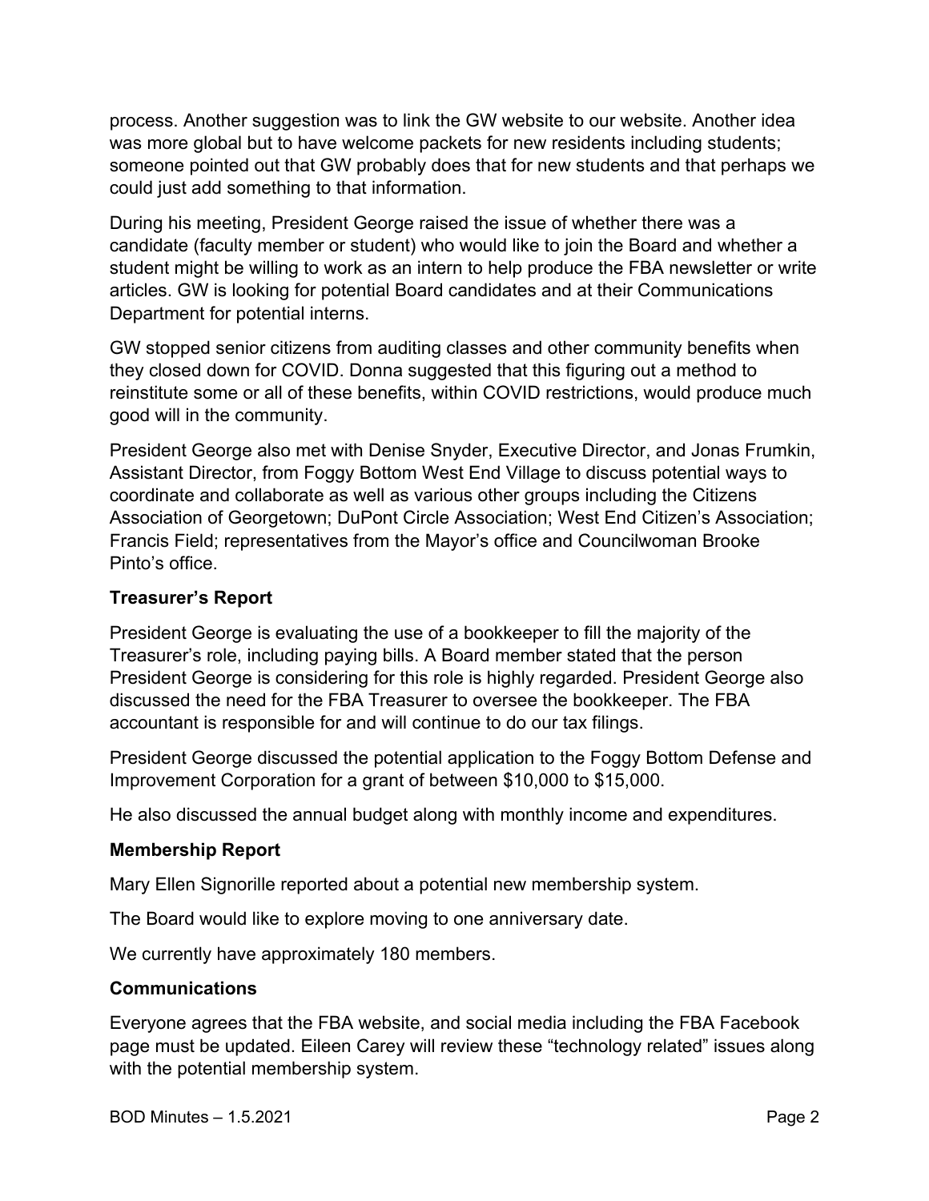process. Another suggestion was to link the GW website to our website. Another idea was more global but to have welcome packets for new residents including students; someone pointed out that GW probably does that for new students and that perhaps we could just add something to that information.

During his meeting, President George raised the issue of whether there was a candidate (faculty member or student) who would like to join the Board and whether a student might be willing to work as an intern to help produce the FBA newsletter or write articles. GW is looking for potential Board candidates and at their Communications Department for potential interns.

GW stopped senior citizens from auditing classes and other community benefits when they closed down for COVID. Donna suggested that this figuring out a method to reinstitute some or all of these benefits, within COVID restrictions, would produce much good will in the community.

President George also met with Denise Snyder, Executive Director, and Jonas Frumkin, Assistant Director, from Foggy Bottom West End Village to discuss potential ways to coordinate and collaborate as well as various other groups including the Citizens Association of Georgetown; DuPont Circle Association; West End Citizen's Association; Francis Field; representatives from the Mayor's office and Councilwoman Brooke Pinto's office.

**Treasurer's Report**

President George is evaluating the use of a bookkeeper to fill the majority of the Treasurer's role, including paying bills. A Board member stated that the person President George is considering for this role is highly regarded. President George also discussed the need for the FBA Treasurer to oversee the bookkeeper. The FBA accountant is responsible for and will continue to do our tax filings.

President George discussed the potential application to the Foggy Bottom Defense and Improvement Corporation for a grant of between $10,000 to $15,000.

He also discussed the annual budget along with monthly income and expenditures.

**Membership Report**

Mary Ellen Signorille reported about a potential new membership system.

The Board would like to explore moving to one anniversary date.

We currently have approximately 180 members.

**Communications**

Everyone agrees that the FBA website, and social media including the FBA Facebook page must be updated. Eileen Carey will review these "technology related" issues along with the potential membership system.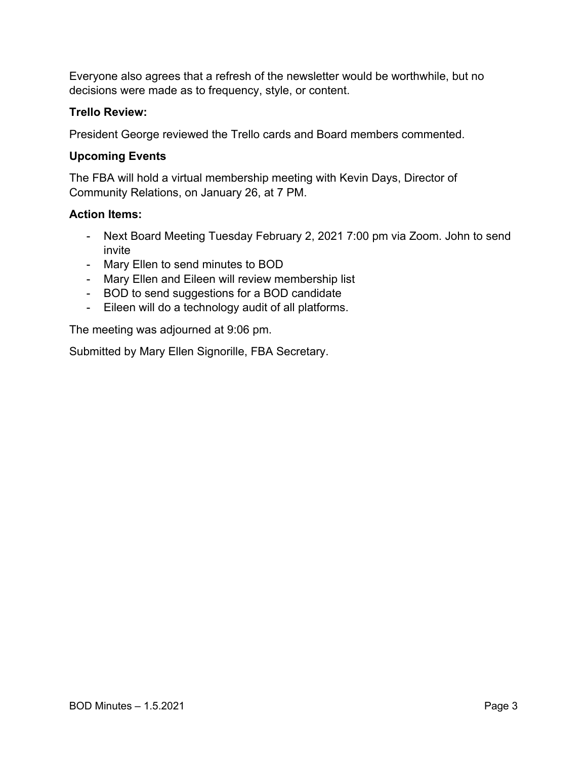Everyone also agrees that a refresh of the newsletter would be worthwhile, but no decisions were made as to frequency, style, or content.

**Trello Review:**

President George reviewed the Trello cards and Board members commented.

**Upcoming Events**

The FBA will hold a virtual membership meeting with Kevin Days, Director of Community Relations, on January 26, at 7 PM.

**Action Items:**

- Next Board Meeting Tuesday February 2, 2021 7:00 pm via Zoom. John to send invite
- Mary Ellen to send minutes to BOD
- Mary Ellen and Eileen will review membership list
- BOD to send suggestions for a BOD candidate
- Eileen will do a technology audit of all platforms.

The meeting was adjourned at 9:06 pm.

Submitted by Mary Ellen Signorille, FBA Secretary.